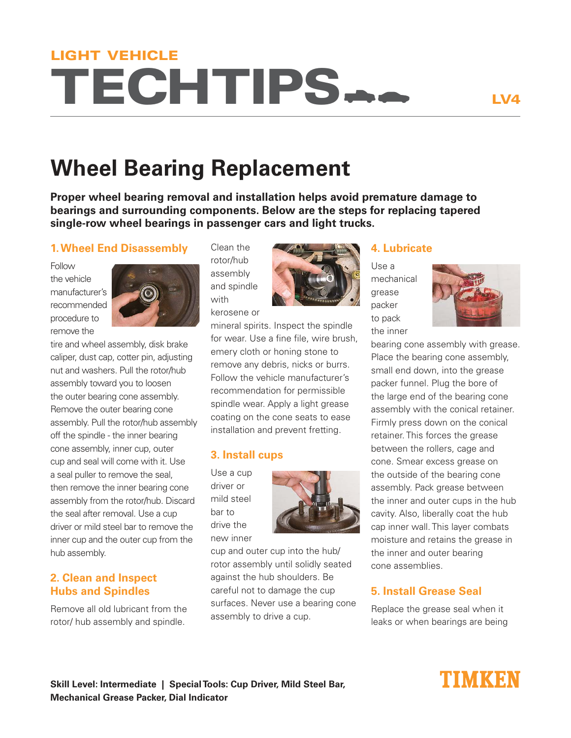LIGHT VEHICLE

# TECHTIPS

LV4

## Wheel Bearing Replacement

**Proper wheel bearing removal and installation helps avoid premature damage to bearings and surrounding components. Below are the steps for replacing tapered single-row wheel bearings in passenger cars and light trucks.**

### 1. Wheel End Disassembly

Follow the vehicle manufacturer's recommended procedure to remove the tire and wheel assembly, disk brake caliper, dust cap, cotter pin, adjusting nut and washers. Pull the rotor/hub assembly toward you to loosen the outer bearing cone assembly. Remove the outer bearing cone assembly. Pull the rotor/hub assembly off the spindle - the inner bearing cone assembly, inner cup, outer cup and seal will come with it. Use a seal puller to remove the seal, then remove the inner bearing cone assembly from the rotor/hub. Discard the seal after removal. Use a cup driver or mild steel bar to remove the inner cup and the outer cup from the hub assembly.

### 2. Clean and Inspect Hubs and Spindles

Remove all old lubricant from the rotor/ hub assembly and spindle. Clean the rotor/hub assembly and spindle with kerosene or mineral spirits. Inspect the spindle for wear. Use a fine file, wire brush, emery cloth or honing stone to remove any debris, nicks or burrs. Follow the vehicle manufacturer's recommendation for permissible spindle wear. Apply a light grease coating on the cone seats to ease installation and prevent fretting.

### 3. Install cups

Use a cup driver or mild steel bar to drive the new inner cup and outer cup into the hub/ rotor assembly until solidly seated against the hub shoulders. Be careful not to damage the cup surfaces. Never use a bearing cone assembly to drive a cup.

### 4. Lubricate

Use a mechanical grease packer to pack the inner bearing cone assembly with grease. Place the bearing cone assembly, small end down, into the grease packer funnel. Plug the bore of the large end of the bearing cone assembly with the conical retainer. Firmly press down on the conical retainer. This forces the grease between the rollers, cage and cone. Smear excess grease on the outside of the bearing cone assembly. Pack grease between the inner and outer cups in the hub cavity. Also, liberally coat the hub cap inner wall. This layer combats moisture and retains the grease in the inner and outer bearing cone assemblies.

### 5. Install Grease Seal

Replace the grease seal when it leaks or when bearings are being

**Skill Level: Intermediate | Special Tools: Cup Driver, Mild Steel Bar, Mechanical Grease Packer, Dial Indicator**

TIMKEN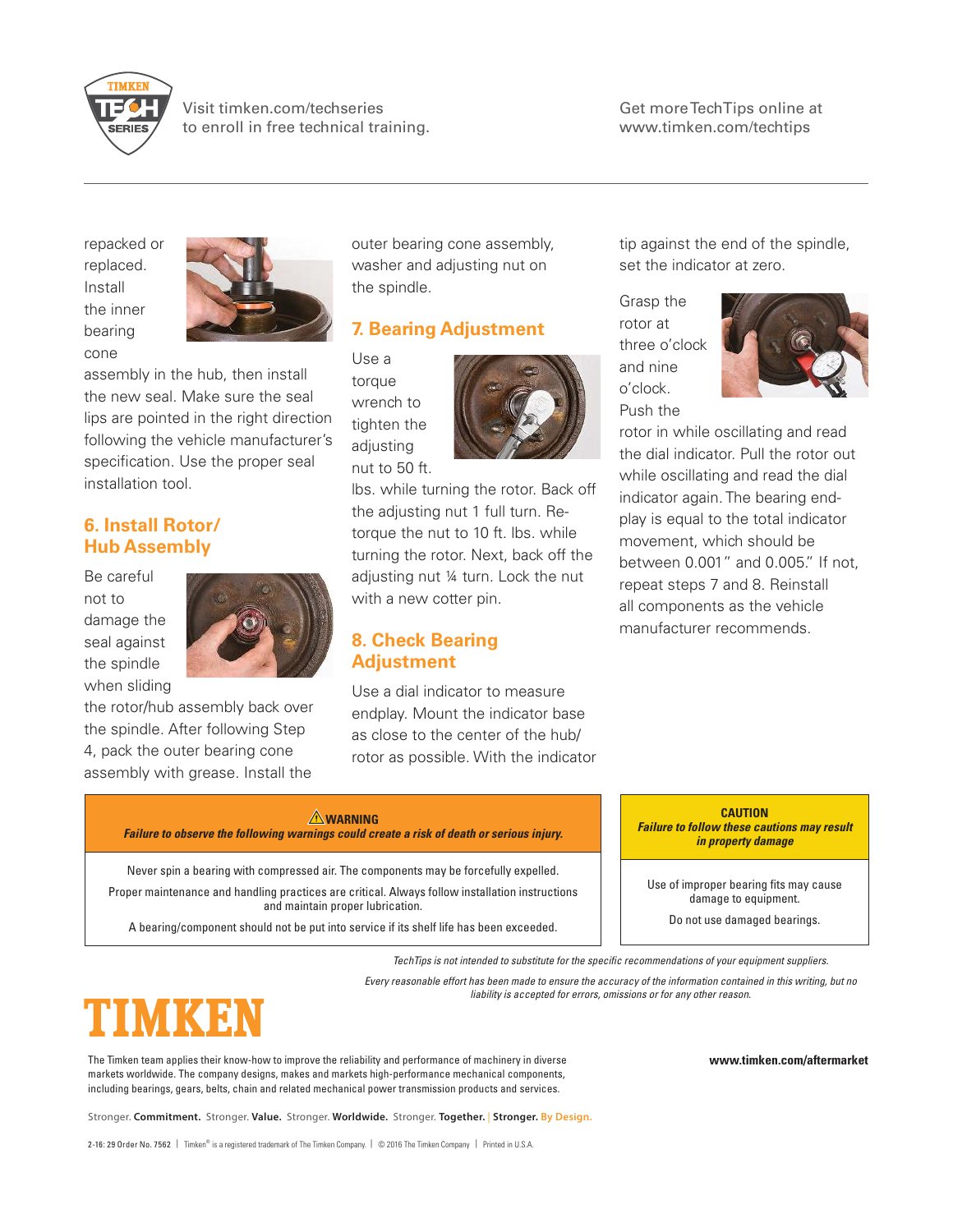Visit timken.com/techseries to enroll in free technical training.

Get more TechTips online at www.timken.com/techtips

repacked or replaced. Install the inner bearing cone assembly in the hub, then install the new seal. Make sure the seal lips are pointed in the right direction following the vehicle manufacturer's specification. Use the proper seal installation tool.

## 6. Install Rotor/ Hub Assembly

Be careful not to damage the seal against the spindle when sliding the rotor/hub assembly back over the spindle. After following Step 4, pack the outer bearing cone assembly with grease. Install the outer bearing cone assembly, washer and adjusting nut on the spindle.

## 7. Bearing Adjustment

Use a torque wrench to tighten the adjusting nut to 50 ft. lbs. while turning the rotor. Back off the adjusting nut 1 full turn. Re-torque the nut to 10 ft. lbs. while turning the rotor. Next, back off the adjusting nut ¼ turn. Lock the nut with a new cotter pin.

## 8. Check Bearing Adjustment

Use a dial indicator to measure endplay. Mount the indicator base as close to the center of the hub/ rotor as possible. With the indicator tip against the end of the spindle, set the indicator at zero.

Grasp the rotor at three o'clock and nine o'clock. Push the rotor in while oscillating and read the dial indicator. Pull the rotor out while oscillating and read the dial indicator again. The bearing end-play is equal to the total indicator movement, which should be between 0.001" and 0.005." If not, repeat steps 7 and 8. Reinstall all components as the vehicle manufacturer recommends.

**⚠WARNING**

***Failure to observe the following warnings could create a risk of death or serious injury.***

Never spin a bearing with compressed air. The components may be forcefully expelled.

Proper maintenance and handling practices are critical. Always follow installation instructions and maintain proper lubrication.

A bearing/component should not be put into service if its shelf life has been exceeded.

**CAUTION**

***Failure to follow these cautions may result in property damage***

Use of improper bearing fits may cause damage to equipment.

Do not use damaged bearings.

*TechTips is not intended to substitute for the specific recommendations of your equipment suppliers.*

*Every reasonable effort has been made to ensure the accuracy of the information contained in this writing, but no liability is accepted for errors, omissions or for any other reason.*

**TIMKEN**

The Timken team applies their know-how to improve the reliability and performance of machinery in diverse markets worldwide. The company designs, makes and markets high-performance mechanical components, including bearings, gears, belts, chain and related mechanical power transmission products and services.

**www.timken.com/aftermarket**

Stronger. **Commitment.** Stronger. **Value.** Stronger. **Worldwide.** Stronger. **Together.** | **Stronger. By Design.**

2-16: 29 Order No. 7562 | Timken® is a registered trademark of The Timken Company. | © 2016 The Timken Company | Printed in U.S.A.